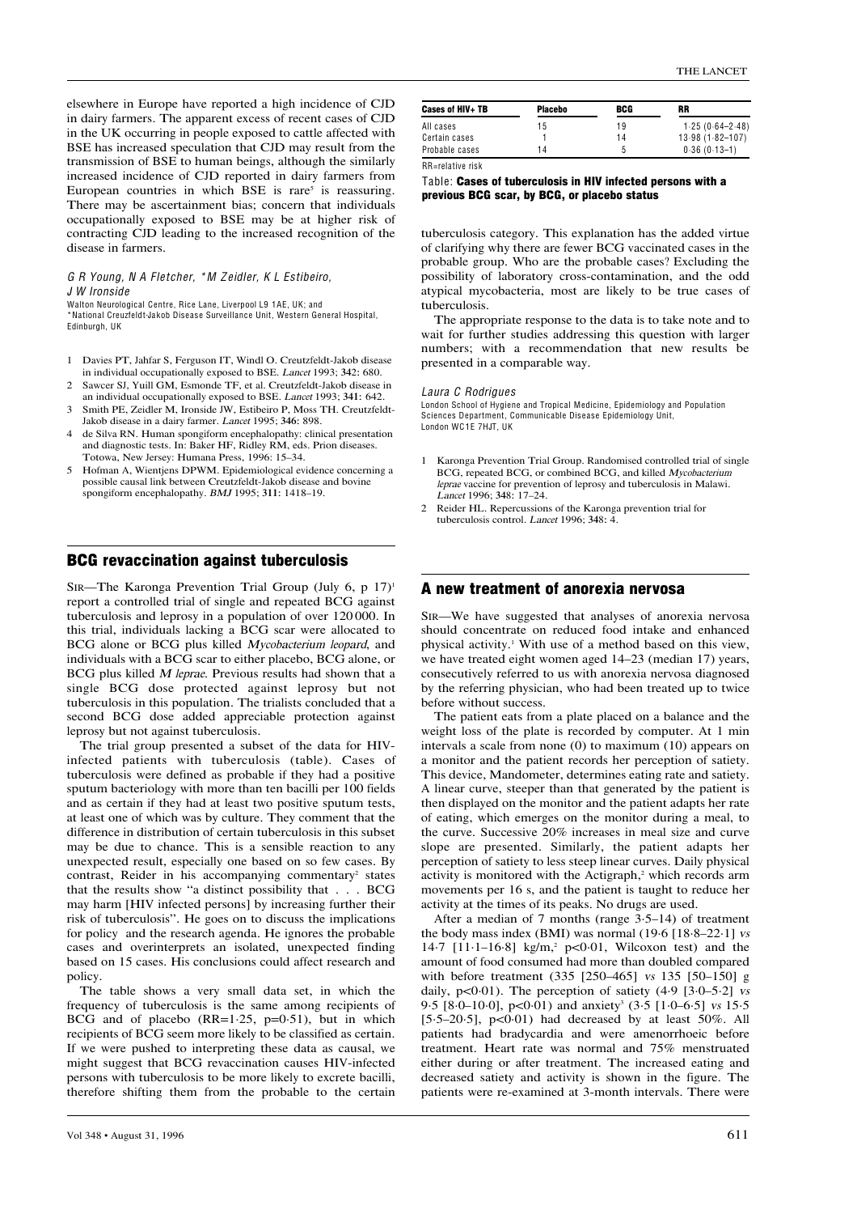elsewhere in Europe have reported a high incidence of CJD in dairy farmers. The apparent excess of recent cases of CJD in the UK occurring in people exposed to cattle affected with BSE has increased speculation that CJD may result from the transmission of BSE to human beings, although the similarly increased incidence of CJD reported in dairy farmers from European countries in which BSE is rare[5] is reassuring. There may be ascertainment bias; concern that individuals occupationally exposed to BSE may be at higher risk of contracting CJD leading to the increased recognition of the disease in farmers.

*G R Young, N A Fletcher, \*M Zeidler, K L Estibeiro, J W Ironside*

Walton Neurological Centre, Rice Lane, Liverpool L9 1AE, UK; and \*National Creuzfeldt-Jakob Disease Surveillance Unit, Western General Hospital, Edinburgh, UK

1. Davies PT, Jahfar S, Ferguson IT, Windl O. Creutzfeldt-Jakob disease in individual occupationally exposed to BSE. *Lancet* 1993; **342:** 680.
2. Sawcer SJ, Yuill GM, Esmonde TF, et al. Creutzfeldt-Jakob disease in an individual occupationally exposed to BSE. *Lancet* 1993; **341:** 642.
3. Smith PE, Zeidler M, Ironside JW, Estibeiro P, Moss TH. Creutzfeldt-Jakob disease in a dairy farmer. *Lancet* 1995; **346:** 898.
4. de Silva RN. Human spongiform encephalopathy: clinical presentation and diagnostic tests. In: Baker HF, Ridley RM, eds. Prion diseases. Totowa, New Jersey: Humana Press, 1996: 15–34.
5. Hofman A, Wientjens DPWM. Epidemiological evidence concerning a possible causal link between Creutzfeldt-Jakob disease and bovine spongiform encephalopathy. *BMJ* 1995; **311:** 1418–19.

## BCG revaccination against tuberculosis

SIR—The Karonga Prevention Trial Group (July 6, p 17)[1] report a controlled trial of single and repeated BCG against tuberculosis and leprosy in a population of over 120 000. In this trial, individuals lacking a BCG scar were allocated to BCG alone or BCG plus killed *Mycobacterium leopard*, and individuals with a BCG scar to either placebo, BCG alone, or BCG plus killed *M leprae*. Previous results had shown that a single BCG dose protected against leprosy but not tuberculosis in this population. The trialists concluded that a second BCG dose added appreciable protection against leprosy but not against tuberculosis.

The trial group presented a subset of the data for HIV-infected patients with tuberculosis (table). Cases of tuberculosis were defined as probable if they had a positive sputum bacteriology with more than ten bacilli per 100 fields and as certain if they had at least two positive sputum tests, at least one of which was by culture. They comment that the difference in distribution of certain tuberculosis in this subset may be due to chance. This is a sensible reaction to any unexpected result, especially one based on so few cases. By contrast, Reider in his accompanying commentary[2] states that the results show "a distinct possibility that . . . BCG may harm [HIV infected persons] by increasing further their risk of tuberculosis". He goes on to discuss the implications for policy and the research agenda. He ignores the probable cases and overinterprets an isolated, unexpected finding based on 15 cases. His conclusions could affect research and policy.

The table shows a very small data set, in which the frequency of tuberculosis is the same among recipients of BCG and of placebo (RR=1·25, p=0·51), but in which recipients of BCG seem more likely to be classified as certain. If we were pushed to interpreting these data as causal, we might suggest that BCG revaccination causes HIV-infected persons with tuberculosis to be more likely to excrete bacilli, therefore shifting them from the probable to the certain tuberculosis category. This explanation has the added virtue of clarifying why there are fewer BCG vaccinated cases in the probable group. Who are the probable cases? Excluding the possibility of laboratory cross-contamination, and the odd atypical mycobacteria, most are likely to be true cases of tuberculosis.

| Cases of HIV+ TB | Placebo | BCG | RR |
|---|---|---|---|
| All cases | 15 | 19 | 1·25 (0·64–2·48) |
| Certain cases | 1 | 14 | 13·98 (1·82–107) |
| Probable cases | 14 | 5 | 0·36 (0·13–1) |

RR=relative risk

**Table: Cases of tuberculosis in HIV infected persons with a previous BCG scar, by BCG, or placebo status**

The appropriate response to the data is to take note and to wait for further studies addressing this question with larger numbers; with a recommendation that new results be presented in a comparable way.

*Laura C Rodrigues*

London School of Hygiene and Tropical Medicine, Epidemiology and Population Sciences Department, Communicable Disease Epidemiology Unit, London WC1E 7HJT, UK

1. Karonga Prevention Trial Group. Randomised controlled trial of single BCG, repeated BCG, or combined BCG, and killed *Mycobacterium leprae* vaccine for prevention of leprosy and tuberculosis in Malawi. *Lancet* 1996; **348:** 17–24.
2. Reider HL. Repercussions of the Karonga prevention trial for tuberculosis control. *Lancet* 1996; **348:** 4.

## A new treatment of anorexia nervosa

SIR—We have suggested that analyses of anorexia nervosa should concentrate on reduced food intake and enhanced physical activity.[1] With use of a method based on this view, we have treated eight women aged 14–23 (median 17) years, consecutively referred to us with anorexia nervosa diagnosed by the referring physician, who had been treated up to twice before without success.

The patient eats from a plate placed on a balance and the weight loss of the plate is recorded by computer. At 1 min intervals a scale from none (0) to maximum (10) appears on a monitor and the patient records her perception of satiety. This device, Mandometer, determines eating rate and satiety. A linear curve, steeper than that generated by the patient is then displayed on the monitor and the patient adapts her rate of eating, which emerges on the monitor during a meal, to the curve. Successive 20% increases in meal size and curve slope are presented. Similarly, the patient adapts her perception of satiety to less steep linear curves. Daily physical activity is monitored with the Actigraph,[2] which records arm movements per 16 s, and the patient is taught to reduce her activity at the times of its peaks. No drugs are used.

After a median of 7 months (range 3·5–14) of treatment the body mass index (BMI) was normal (19·6 [18·8–22·1] *vs* 14·7 [11·1–16·8] kg/m,[2] p<0·01, Wilcoxon test) and the amount of food consumed had more than doubled compared with before treatment (335 [250–465] *vs* 135 [50–150] g daily, p<0·01). The perception of satiety (4·9 [3·0–5·2] *vs* 9·5 [8·0–10·0], p<0·01) and anxiety[3] (3·5 [1·0–6·5] *vs* 15·5 [5·5–20·5], p<0·01) had decreased by at least 50%. All patients had bradycardia and were amenorrhoeic before treatment. Heart rate was normal and 75% menstruated either during or after treatment. The increased eating and decreased satiety and activity is shown in the figure. The patients were re-examined at 3-month intervals. There were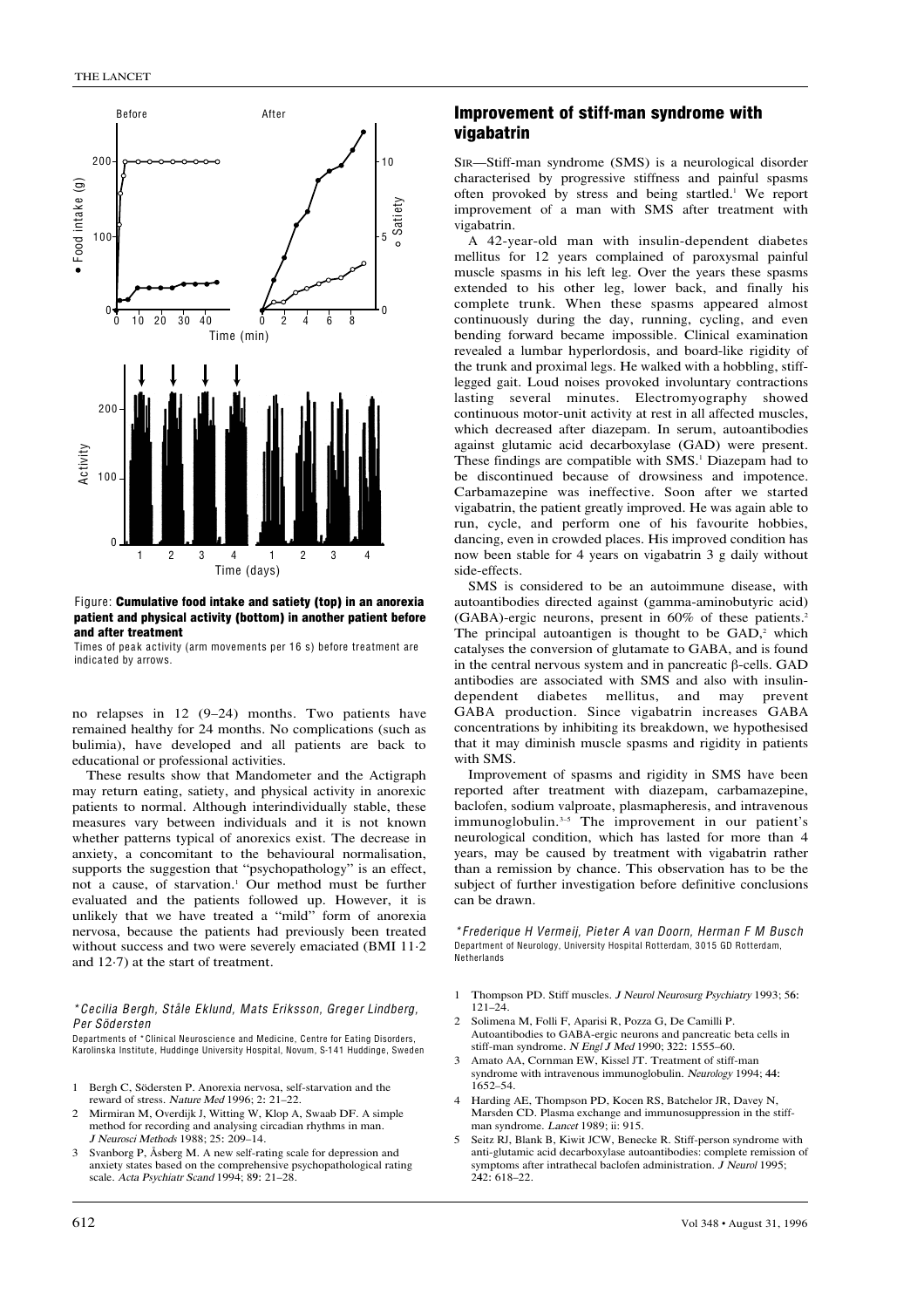Before

After

• Food intake (g)

∘ Satiety

Time (min)

Activity

Time (days)

Figure: **Cumulative food intake and satiety (top) in an anorexia patient and physical activity (bottom) in another patient before and after treatment**

Times of peak activity (arm movements per 16 s) before treatment are indicated by arrows.

no relapses in 12 (9–24) months. Two patients have remained healthy for 24 months. No complications (such as bulimia), have developed and all patients are back to educational or professional activities.

These results show that Mandometer and the Actigraph may return eating, satiety, and physical activity in anorexic patients to normal. Although interindividually stable, these measures vary between individuals and it is not known whether patterns typical of anorexics exist. The decrease in anxiety, a concomitant to the behavioural normalisation, supports the suggestion that "psychopathology" is an effect, not a cause, of starvation.[1] Our method must be further evaluated and the patients followed up. However, it is unlikely that we have treated a "mild" form of anorexia nervosa, because the patients had previously been treated without success and two were severely emaciated (BMI 11·2 and 12·7) at the start of treatment.

*\*Cecilia Bergh, Ståle Eklund, Mats Eriksson, Greger Lindberg, Per Södersten*

Departments of \*Clinical Neuroscience and Medicine, Centre for Eating Disorders, Karolinska Institute, Huddinge University Hospital, Novum, S-141 Huddinge, Sweden

1. Bergh C, Södersten P. Anorexia nervosa, self-starvation and the reward of stress. *Nature Med* 1996; 2: 21–22.
2. Mirmiran M, Overdijk J, Witting W, Klop A, Swaab DF. A simple method for recording and analysing circadian rhythms in man. *J Neurosci Methods* 1988; 25: 209–14.
3. Svanborg P, Åsberg M. A new self-rating scale for depression and anxiety states based on the comprehensive psychopathological rating scale. *Acta Psychiatr Scand* 1994; 89: 21–28.

## Improvement of stiff-man syndrome with vigabatrin

SIR—Stiff-man syndrome (SMS) is a neurological disorder characterised by progressive stiffness and painful spasms often provoked by stress and being startled.[1] We report improvement of a man with SMS after treatment with vigabatrin.

A 42-year-old man with insulin-dependent diabetes mellitus for 12 years complained of paroxysmal painful muscle spasms in his left leg. Over the years these spasms extended to his other leg, lower back, and finally his complete trunk. When these spasms appeared almost continuously during the day, running, cycling, and even bending forward became impossible. Clinical examination revealed a lumbar hyperlordosis, and board-like rigidity of the trunk and proximal legs. He walked with a hobbling, stiff-legged gait. Loud noises provoked involuntary contractions lasting several minutes. Electromyography showed continuous motor-unit activity at rest in all affected muscles, which decreased after diazepam. In serum, autoantibodies against glutamic acid decarboxylase (GAD) were present. These findings are compatible with SMS.[1] Diazepam had to be discontinued because of drowsiness and impotence. Carbamazepine was ineffective. Soon after we started vigabatrin, the patient greatly improved. He was again able to run, cycle, and perform one of his favourite hobbies, dancing, even in crowded places. His improved condition has now been stable for 4 years on vigabatrin 3 g daily without side-effects.

SMS is considered to be an autoimmune disease, with autoantibodies directed against (gamma-aminobutyric acid) (GABA)-ergic neurons, present in 60% of these patients.[2] The principal autoantigen is thought to be GAD,[2] which catalyses the conversion of glutamate to GABA, and is found in the central nervous system and in pancreatic β-cells. GAD antibodies are associated with SMS and also with insulin-dependent diabetes mellitus, and may prevent GABA production. Since vigabatrin increases GABA concentrations by inhibiting its breakdown, we hypothesised that it may diminish muscle spasms and rigidity in patients with SMS.

Improvement of spasms and rigidity in SMS have been reported after treatment with diazepam, carbamazepine, baclofen, sodium valproate, plasmapheresis, and intravenous immunoglobulin.[3–5] The improvement in our patient's neurological condition, which has lasted for more than 4 years, may be caused by treatment with vigabatrin rather than a remission by chance. This observation has to be the subject of further investigation before definitive conclusions can be drawn.

*\*Frederique H Vermeij, Pieter A van Doorn, Herman F M Busch*

Department of Neurology, University Hospital Rotterdam, 3015 GD Rotterdam, Netherlands

1. Thompson PD. Stiff muscles. *J Neurol Neurosurg Psychiatry* 1993; 56: 121–24.
2. Solimena M, Folli F, Aparisi R, Pozza G, De Camilli P. Autoantibodies to GABA-ergic neurons and pancreatic beta cells in stiff-man syndrome. *N Engl J Med* 1990; 322: 1555–60.
3. Amato AA, Cornman EW, Kissel JT. Treatment of stiff-man syndrome with intravenous immunoglobulin. *Neurology* 1994; 44: 1652–54.
4. Harding AE, Thompson PD, Kocen RS, Batchelor JR, Davey N, Marsden CD. Plasma exchange and immunosuppression in the stiff-man syndrome. *Lancet* 1989; ii: 915.
5. Seitz RJ, Blank B, Kiwit JCW, Benecke R. Stiff-person syndrome with anti-glutamic acid decarboxylase autoantibodies: complete remission of symptoms after intrathecal baclofen administration. *J Neurol* 1995; 242: 618–22.